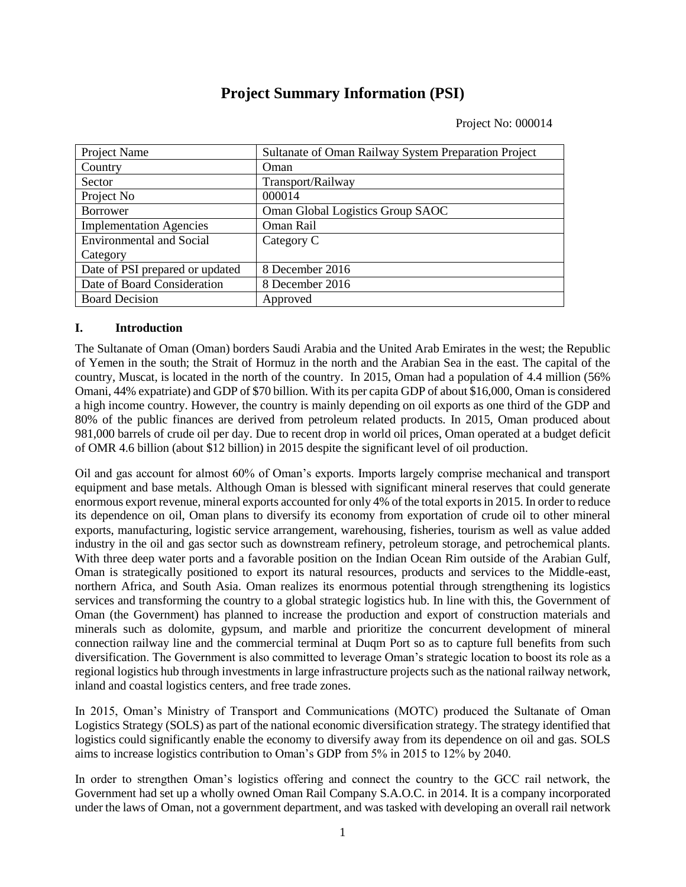# Project Summary Information (PSI)

Project No: 000014

| Project Name | Sultanate of Oman Railway System Preparation Project |
|---|---|
| Country | Oman |
| Sector | Transport/Railway |
| Project No | 000014 |
| Borrower | Oman Global Logistics Group SAOC |
| Implementation Agencies | Oman Rail |
| Environmental and Social Category | Category C |
| Date of PSI prepared or updated | 8 December 2016 |
| Date of Board Consideration | 8 December 2016 |
| Board Decision | Approved |

## I. Introduction

The Sultanate of Oman (Oman) borders Saudi Arabia and the United Arab Emirates in the west; the Republic of Yemen in the south; the Strait of Hormuz in the north and the Arabian Sea in the east. The capital of the country, Muscat, is located in the north of the country. In 2015, Oman had a population of 4.4 million (56% Omani, 44% expatriate) and GDP of $70 billion. With its per capita GDP of about $16,000, Oman is considered a high income country. However, the country is mainly depending on oil exports as one third of the GDP and 80% of the public finances are derived from petroleum related products. In 2015, Oman produced about 981,000 barrels of crude oil per day. Due to recent drop in world oil prices, Oman operated at a budget deficit of OMR 4.6 billion (about $12 billion) in 2015 despite the significant level of oil production.

Oil and gas account for almost 60% of Oman's exports. Imports largely comprise mechanical and transport equipment and base metals. Although Oman is blessed with significant mineral reserves that could generate enormous export revenue, mineral exports accounted for only 4% of the total exports in 2015. In order to reduce its dependence on oil, Oman plans to diversify its economy from exportation of crude oil to other mineral exports, manufacturing, logistic service arrangement, warehousing, fisheries, tourism as well as value added industry in the oil and gas sector such as downstream refinery, petroleum storage, and petrochemical plants. With three deep water ports and a favorable position on the Indian Ocean Rim outside of the Arabian Gulf, Oman is strategically positioned to export its natural resources, products and services to the Middle-east, northern Africa, and South Asia. Oman realizes its enormous potential through strengthening its logistics services and transforming the country to a global strategic logistics hub. In line with this, the Government of Oman (the Government) has planned to increase the production and export of construction materials and minerals such as dolomite, gypsum, and marble and prioritize the concurrent development of mineral connection railway line and the commercial terminal at Duqm Port so as to capture full benefits from such diversification. The Government is also committed to leverage Oman's strategic location to boost its role as a regional logistics hub through investments in large infrastructure projects such as the national railway network, inland and coastal logistics centers, and free trade zones.

In 2015, Oman's Ministry of Transport and Communications (MOTC) produced the Sultanate of Oman Logistics Strategy (SOLS) as part of the national economic diversification strategy. The strategy identified that logistics could significantly enable the economy to diversify away from its dependence on oil and gas. SOLS aims to increase logistics contribution to Oman's GDP from 5% in 2015 to 12% by 2040.

In order to strengthen Oman's logistics offering and connect the country to the GCC rail network, the Government had set up a wholly owned Oman Rail Company S.A.O.C. in 2014. It is a company incorporated under the laws of Oman, not a government department, and was tasked with developing an overall rail network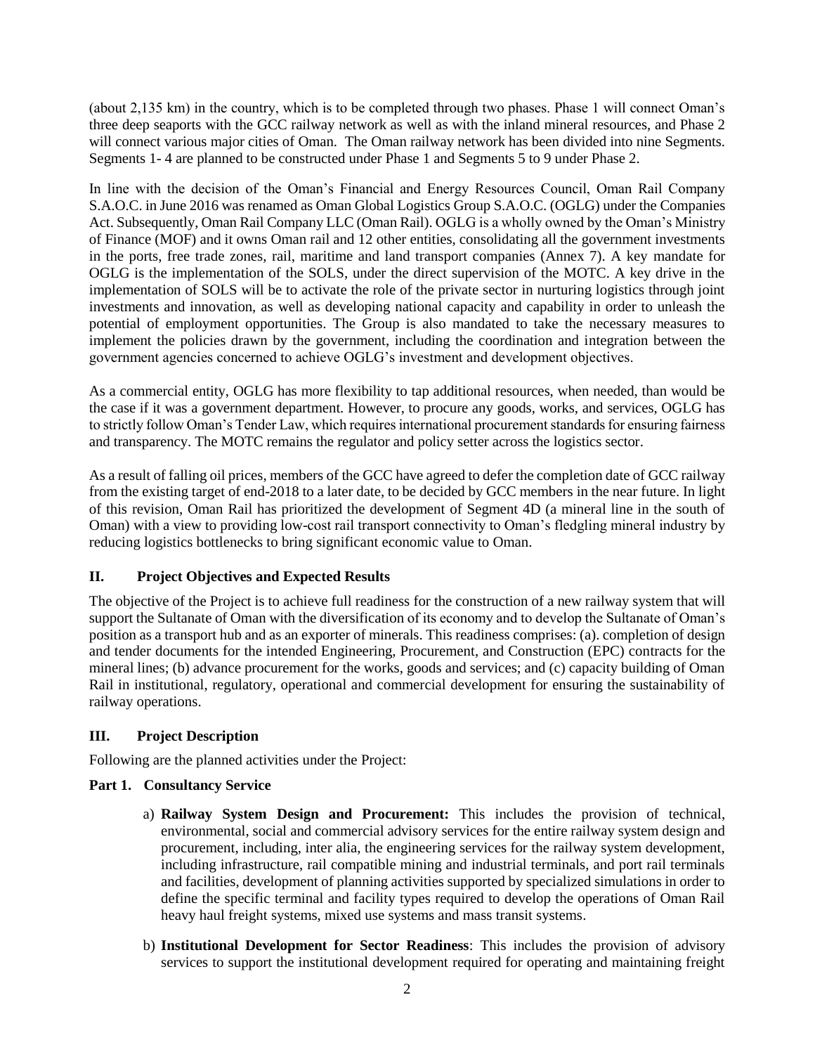(about 2,135 km) in the country, which is to be completed through two phases. Phase 1 will connect Oman's three deep seaports with the GCC railway network as well as with the inland mineral resources, and Phase 2 will connect various major cities of Oman. The Oman railway network has been divided into nine Segments. Segments 1- 4 are planned to be constructed under Phase 1 and Segments 5 to 9 under Phase 2.

In line with the decision of the Oman's Financial and Energy Resources Council, Oman Rail Company S.A.O.C. in June 2016 was renamed as Oman Global Logistics Group S.A.O.C. (OGLG) under the Companies Act. Subsequently, Oman Rail Company LLC (Oman Rail). OGLG is a wholly owned by the Oman's Ministry of Finance (MOF) and it owns Oman rail and 12 other entities, consolidating all the government investments in the ports, free trade zones, rail, maritime and land transport companies (Annex 7). A key mandate for OGLG is the implementation of the SOLS, under the direct supervision of the MOTC. A key drive in the implementation of SOLS will be to activate the role of the private sector in nurturing logistics through joint investments and innovation, as well as developing national capacity and capability in order to unleash the potential of employment opportunities. The Group is also mandated to take the necessary measures to implement the policies drawn by the government, including the coordination and integration between the government agencies concerned to achieve OGLG's investment and development objectives.

As a commercial entity, OGLG has more flexibility to tap additional resources, when needed, than would be the case if it was a government department. However, to procure any goods, works, and services, OGLG has to strictly follow Oman's Tender Law, which requires international procurement standards for ensuring fairness and transparency. The MOTC remains the regulator and policy setter across the logistics sector.

As a result of falling oil prices, members of the GCC have agreed to defer the completion date of GCC railway from the existing target of end-2018 to a later date, to be decided by GCC members in the near future. In light of this revision, Oman Rail has prioritized the development of Segment 4D (a mineral line in the south of Oman) with a view to providing low-cost rail transport connectivity to Oman's fledgling mineral industry by reducing logistics bottlenecks to bring significant economic value to Oman.

## II. Project Objectives and Expected Results

The objective of the Project is to achieve full readiness for the construction of a new railway system that will support the Sultanate of Oman with the diversification of its economy and to develop the Sultanate of Oman's position as a transport hub and as an exporter of minerals. This readiness comprises: (a). completion of design and tender documents for the intended Engineering, Procurement, and Construction (EPC) contracts for the mineral lines; (b) advance procurement for the works, goods and services; and (c) capacity building of Oman Rail in institutional, regulatory, operational and commercial development for ensuring the sustainability of railway operations.

## III. Project Description

Following are the planned activities under the Project:

### Part 1. Consultancy Service

a) **Railway System Design and Procurement:** This includes the provision of technical, environmental, social and commercial advisory services for the entire railway system design and procurement, including, inter alia, the engineering services for the railway system development, including infrastructure, rail compatible mining and industrial terminals, and port rail terminals and facilities, development of planning activities supported by specialized simulations in order to define the specific terminal and facility types required to develop the operations of Oman Rail heavy haul freight systems, mixed use systems and mass transit systems.

b) **Institutional Development for Sector Readiness**: This includes the provision of advisory services to support the institutional development required for operating and maintaining freight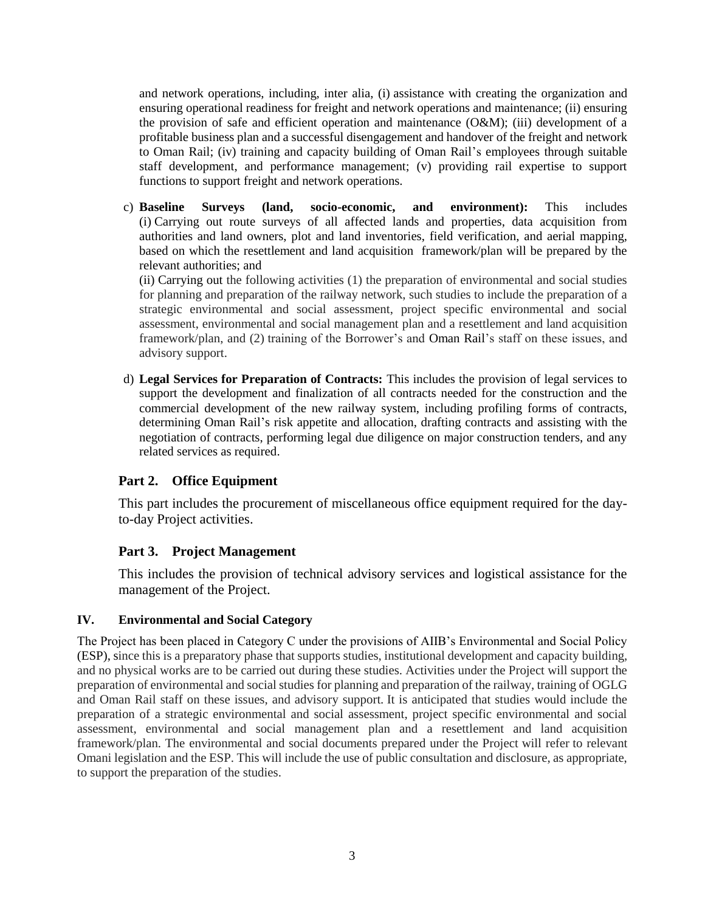and network operations, including, inter alia, (i) assistance with creating the organization and ensuring operational readiness for freight and network operations and maintenance; (ii) ensuring the provision of safe and efficient operation and maintenance (O&M); (iii) development of a profitable business plan and a successful disengagement and handover of the freight and network to Oman Rail; (iv) training and capacity building of Oman Rail's employees through suitable staff development, and performance management; (v) providing rail expertise to support functions to support freight and network operations.

c) **Baseline Surveys (land, socio-economic, and environment):** This includes (i) Carrying out route surveys of all affected lands and properties, data acquisition from authorities and land owners, plot and land inventories, field verification, and aerial mapping, based on which the resettlement and land acquisition framework/plan will be prepared by the relevant authorities; and

   (ii) Carrying out the following activities (1) the preparation of environmental and social studies for planning and preparation of the railway network, such studies to include the preparation of a strategic environmental and social assessment, project specific environmental and social assessment, environmental and social management plan and a resettlement and land acquisition framework/plan, and (2) training of the Borrower's and Oman Rail's staff on these issues, and advisory support.

d) **Legal Services for Preparation of Contracts:** This includes the provision of legal services to support the development and finalization of all contracts needed for the construction and the commercial development of the new railway system, including profiling forms of contracts, determining Oman Rail's risk appetite and allocation, drafting contracts and assisting with the negotiation of contracts, performing legal due diligence on major construction tenders, and any related services as required.

### Part 2. Office Equipment

This part includes the procurement of miscellaneous office equipment required for the day-to-day Project activities.

### Part 3. Project Management

This includes the provision of technical advisory services and logistical assistance for the management of the Project.

## IV. Environmental and Social Category

The Project has been placed in Category C under the provisions of AIIB's Environmental and Social Policy (ESP), since this is a preparatory phase that supports studies, institutional development and capacity building, and no physical works are to be carried out during these studies. Activities under the Project will support the preparation of environmental and social studies for planning and preparation of the railway, training of OGLG and Oman Rail staff on these issues, and advisory support. It is anticipated that studies would include the preparation of a strategic environmental and social assessment, project specific environmental and social assessment, environmental and social management plan and a resettlement and land acquisition framework/plan. The environmental and social documents prepared under the Project will refer to relevant Omani legislation and the ESP. This will include the use of public consultation and disclosure, as appropriate, to support the preparation of the studies.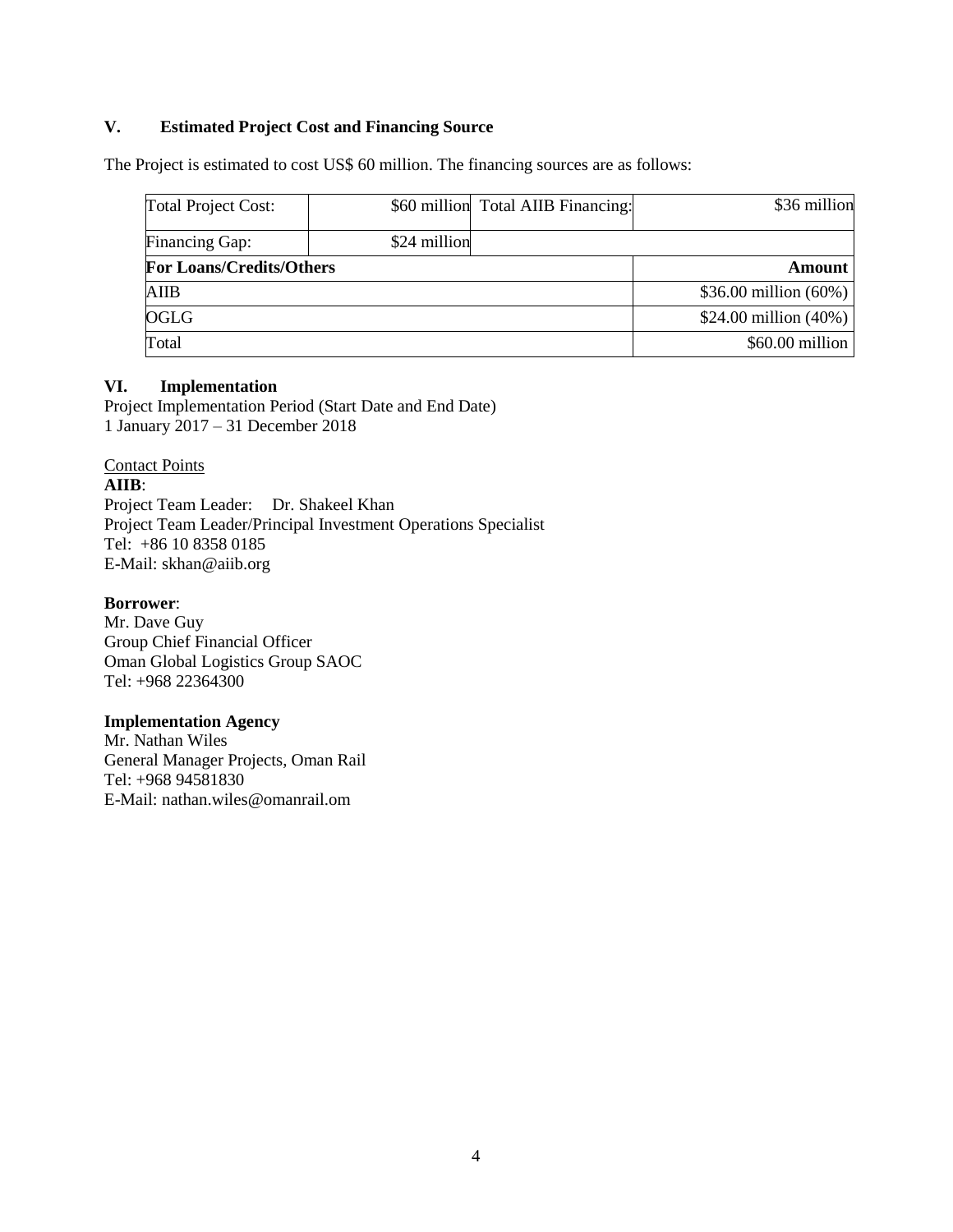## V. Estimated Project Cost and Financing Source

The Project is estimated to cost US$ 60 million. The financing sources are as follows:

| | | | |
|---|---|---|---|
| Total Project Cost: | $60 million | Total AIIB Financing: | $36 million |
| Financing Gap: | $24 million | | |
| **For Loans/Credits/Others** | | | **Amount** |
| AIIB | | | $36.00 million (60%) |
| OGLG | | | $24.00 million (40%) |
| Total | | | $60.00 million |

## VI. Implementation

Project Implementation Period (Start Date and End Date)
1 January 2017 – 31 December 2018

Contact Points

**AIIB**:
Project Team Leader: Dr. Shakeel Khan
Project Team Leader/Principal Investment Operations Specialist
Tel: +86 10 8358 0185
E-Mail: skhan@aiib.org

**Borrower**:
Mr. Dave Guy
Group Chief Financial Officer
Oman Global Logistics Group SAOC
Tel: +968 22364300

**Implementation Agency**
Mr. Nathan Wiles
General Manager Projects, Oman Rail
Tel: +968 94581830
E-Mail: nathan.wiles@omanrail.om